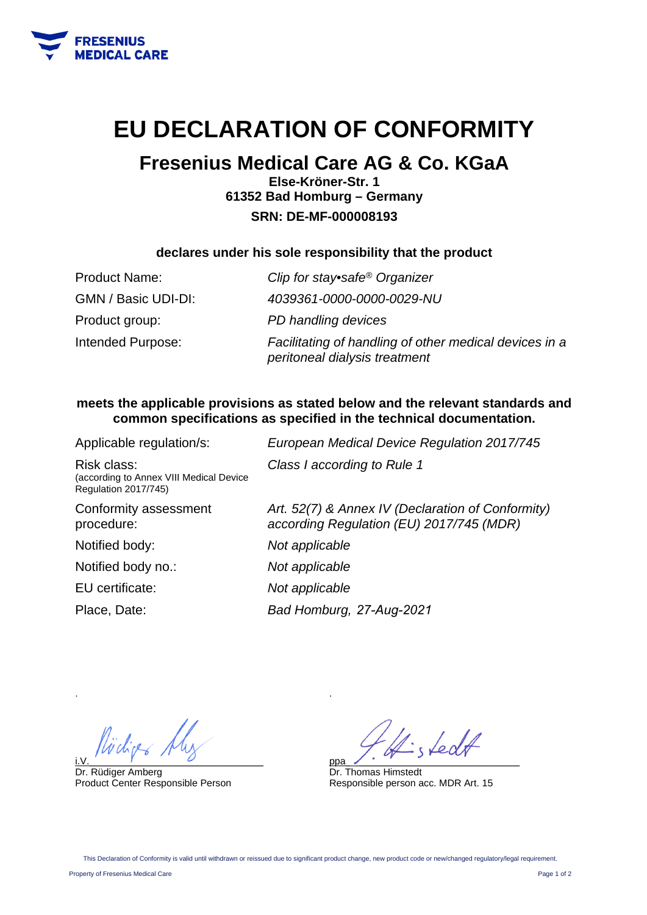# EU DECLARATION OF CONFORMITY

## Fresenius Medical Care AG & Co. KGaA

**Else-Kröner-Str. 1**
**61352 Bad Homburg – Germany**
**SRN: DE-MF-000008193**

**declares under his sole responsibility that the product**

| | |
|---|---|
| Product Name: | *Clip for stay•safe® Organizer* |
| GMN / Basic UDI-DI: | *4039361-0000-0000-0029-NU* |
| Product group: | *PD handling devices* |
| Intended Purpose: | *Facilitating of handling of other medical devices in a peritoneal dialysis treatment* |

**meets the applicable provisions as stated below and the relevant standards and common specifications as specified in the technical documentation.**

| | |
|---|---|
| Applicable regulation/s: | *European Medical Device Regulation 2017/745* |
| Risk class: (according to Annex VIII Medical Device Regulation 2017/745) | *Class I according to Rule 1* |
| Conformity assessment procedure: | *Art. 52(7) & Annex IV (Declaration of Conformity) according Regulation (EU) 2017/745 (MDR)* |
| Notified body: | *Not applicable* |
| Notified body no.: | *Not applicable* |
| EU certificate: | *Not applicable* |
| Place, Date: | *Bad Homburg, 27-Aug-2021* |

i.V.
Dr. Rüdiger Amberg
Product Center Responsible Person

ppa
Dr. Thomas Himstedt
Responsible person acc. MDR Art. 15

This Declaration of Conformity is valid until withdrawn or reissued due to significant product change, new product code or new/changed regulatory/legal requirement.

Property of Fresenius Medical Care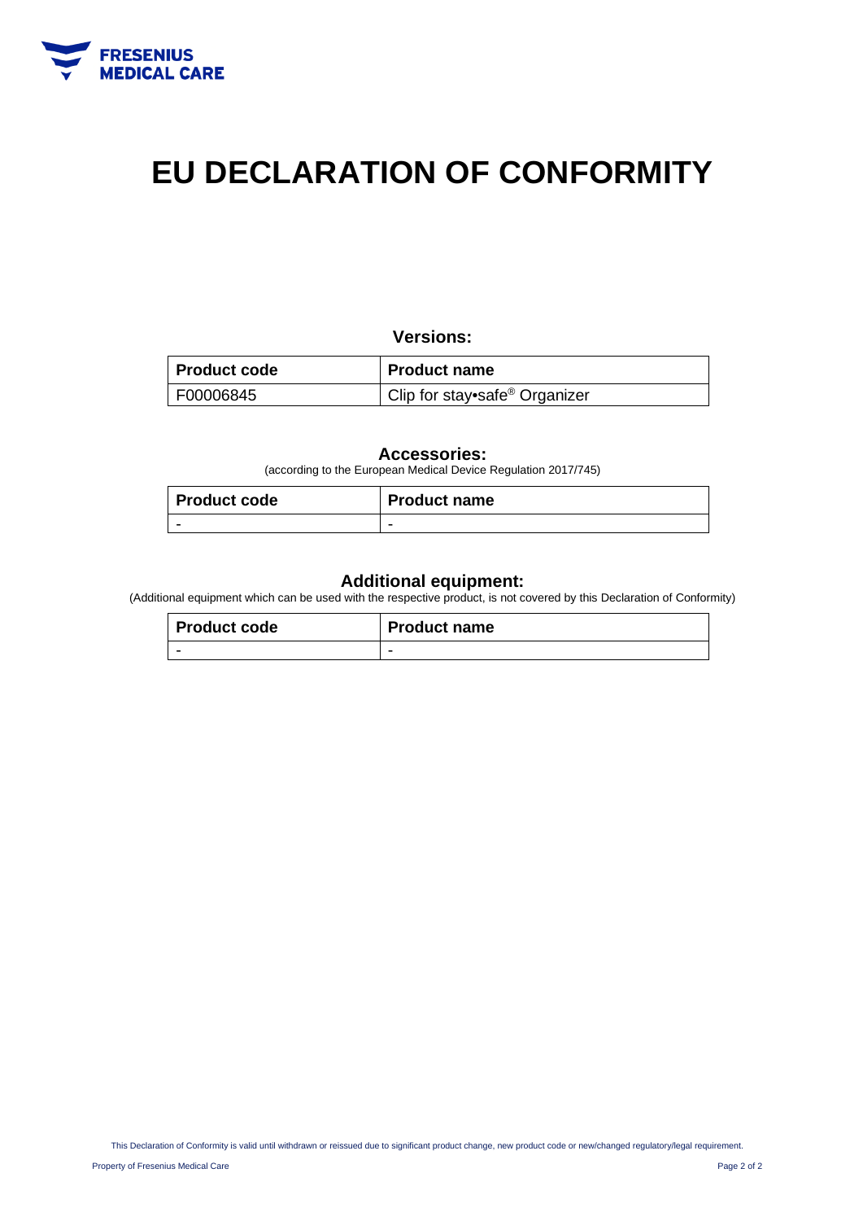# EU DECLARATION OF CONFORMITY

## Versions:

| Product code | Product name |
|---|---|
| F00006845 | Clip for stay•safe® Organizer |

## Accessories:

(according to the European Medical Device Regulation 2017/745)

| Product code | Product name |
|---|---|
| - | - |

## Additional equipment:

(Additional equipment which can be used with the respective product, is not covered by this Declaration of Conformity)

| Product code | Product name |
|---|---|
| - | - |

This Declaration of Conformity is valid until withdrawn or reissued due to significant product change, new product code or new/changed regulatory/legal requirement.

Property of Fresenius Medical Care